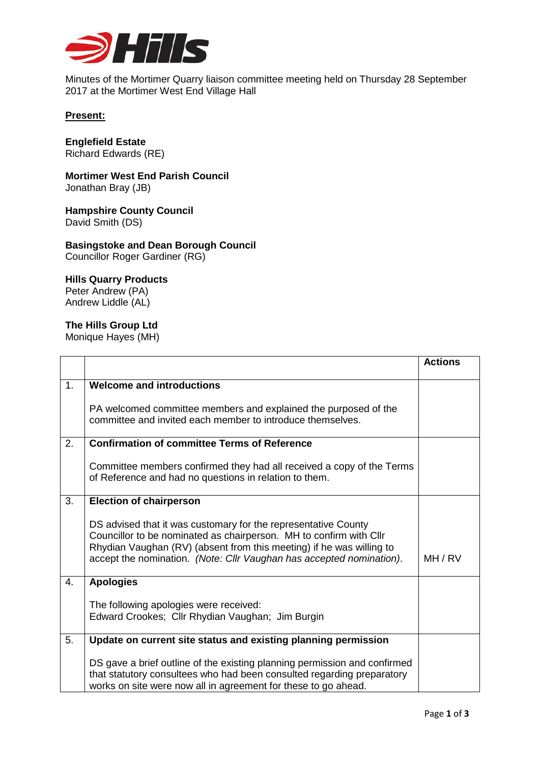Minutes of the Mortimer Quarry liaison committee meeting held on Thursday 28 September 2017 at the Mortimer West End Village Hall

**Present:**

**Englefield Estate**
Richard Edwards (RE)

**Mortimer West End Parish Council**
Jonathan Bray (JB)

**Hampshire County Council**
David Smith (DS)

**Basingstoke and Dean Borough Council**
Councillor Roger Gardiner (RG)

**Hills Quarry Products**
Peter Andrew (PA)
Andrew Liddle (AL)

**The Hills Group Ltd**
Monique Hayes (MH)

| | | **Actions** |
|---|---|---|
| 1. | **Welcome and introductions**<br><br>PA welcomed committee members and explained the purposed of the committee and invited each member to introduce themselves. | |
| 2. | **Confirmation of committee Terms of Reference**<br><br>Committee members confirmed they had all received a copy of the Terms of Reference and had no questions in relation to them. | |
| 3. | **Election of chairperson**<br><br>DS advised that it was customary for the representative County Councillor to be nominated as chairperson. MH to confirm with Cllr Rhydian Vaughan (RV) (absent from this meeting) if he was willing to accept the nomination. *(Note: Cllr Vaughan has accepted nomination)*. | MH / RV |
| 4. | **Apologies**<br><br>The following apologies were received:<br>Edward Crookes; Cllr Rhydian Vaughan; Jim Burgin | |
| 5. | **Update on current site status and existing planning permission**<br><br>DS gave a brief outline of the existing planning permission and confirmed that statutory consultees who had been consulted regarding preparatory works on site were now all in agreement for these to go ahead. | |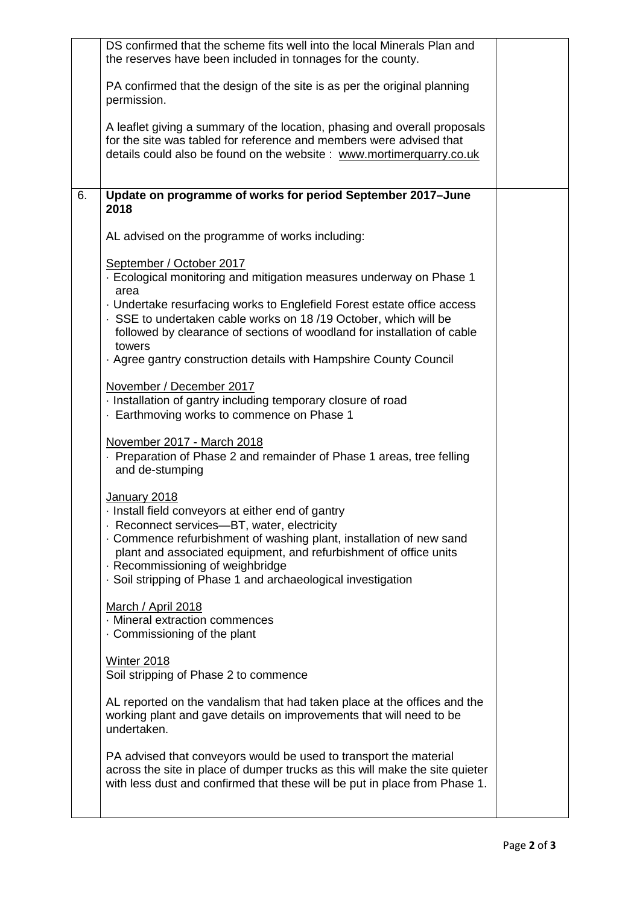| | | |
|---|---|---|
| | DS confirmed that the scheme fits well into the local Minerals Plan and the reserves have been included in tonnages for the county.<br><br>PA confirmed that the design of the site is as per the original planning permission.<br><br>A leaflet giving a summary of the location, phasing and overall proposals for the site was tabled for reference and members were advised that details could also be found on the website : www.mortimerquarry.co.uk | |
| 6. | **Update on programme of works for period September 2017–June 2018**<br><br>AL advised on the programme of works including:<br><br><u>September / October 2017</u><br>· Ecological monitoring and mitigation measures underway on Phase 1 area<br>· Undertake resurfacing works to Englefield Forest estate office access<br>· SSE to undertaken cable works on 18 /19 October, which will be followed by clearance of sections of woodland for installation of cable towers<br>· Agree gantry construction details with Hampshire County Council<br><br><u>November / December 2017</u><br>· Installation of gantry including temporary closure of road<br>· Earthmoving works to commence on Phase 1<br><br><u>November 2017 - March 2018</u><br>· Preparation of Phase 2 and remainder of Phase 1 areas, tree felling and de-stumping<br><br><u>January 2018</u><br>· Install field conveyors at either end of gantry<br>· Reconnect services—BT, water, electricity<br>· Commence refurbishment of washing plant, installation of new sand plant and associated equipment, and refurbishment of office units<br>· Recommissioning of weighbridge<br>· Soil stripping of Phase 1 and archaeological investigation<br><br><u>March / April 2018</u><br>· Mineral extraction commences<br>· Commissioning of the plant<br><br><u>Winter 2018</u><br>Soil stripping of Phase 2 to commence<br><br>AL reported on the vandalism that had taken place at the offices and the working plant and gave details on improvements that will need to be undertaken.<br><br>PA advised that conveyors would be used to transport the material across the site in place of dumper trucks as this will make the site quieter with less dust and confirmed that these will be put in place from Phase 1. | |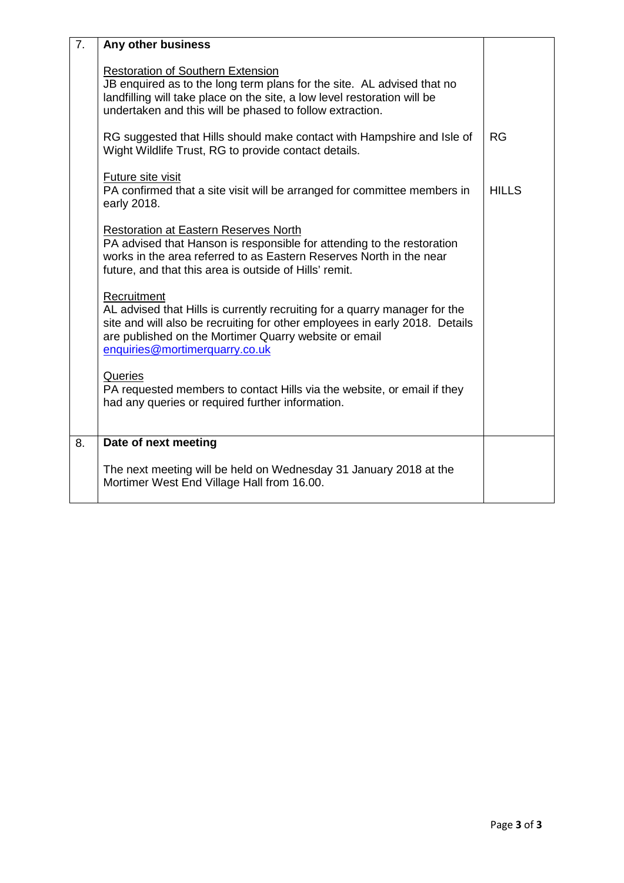| | | |
|---|---|---|
| 7. | **Any other business**<br><br>Restoration of Southern Extension<br>JB enquired as to the long term plans for the site. AL advised that no landfilling will take place on the site, a low level restoration will be undertaken and this will be phased to follow extraction.<br><br>RG suggested that Hills should make contact with Hampshire and Isle of Wight Wildlife Trust, RG to provide contact details.<br><br>Future site visit<br>PA confirmed that a site visit will be arranged for committee members in early 2018.<br><br>Restoration at Eastern Reserves North<br>PA advised that Hanson is responsible for attending to the restoration works in the area referred to as Eastern Reserves North in the near future, and that this area is outside of Hills' remit.<br><br>Recruitment<br>AL advised that Hills is currently recruiting for a quarry manager for the site and will also be recruiting for other employees in early 2018. Details are published on the Mortimer Quarry website or email enquiries@mortimerquarry.co.uk<br><br>Queries<br>PA requested members to contact Hills via the website, or email if they had any queries or required further information. | <br><br><br><br><br><br>RG<br><br><br>HILLS |
| 8. | **Date of next meeting**<br><br>The next meeting will be held on Wednesday 31 January 2018 at the Mortimer West End Village Hall from 16.00. | |